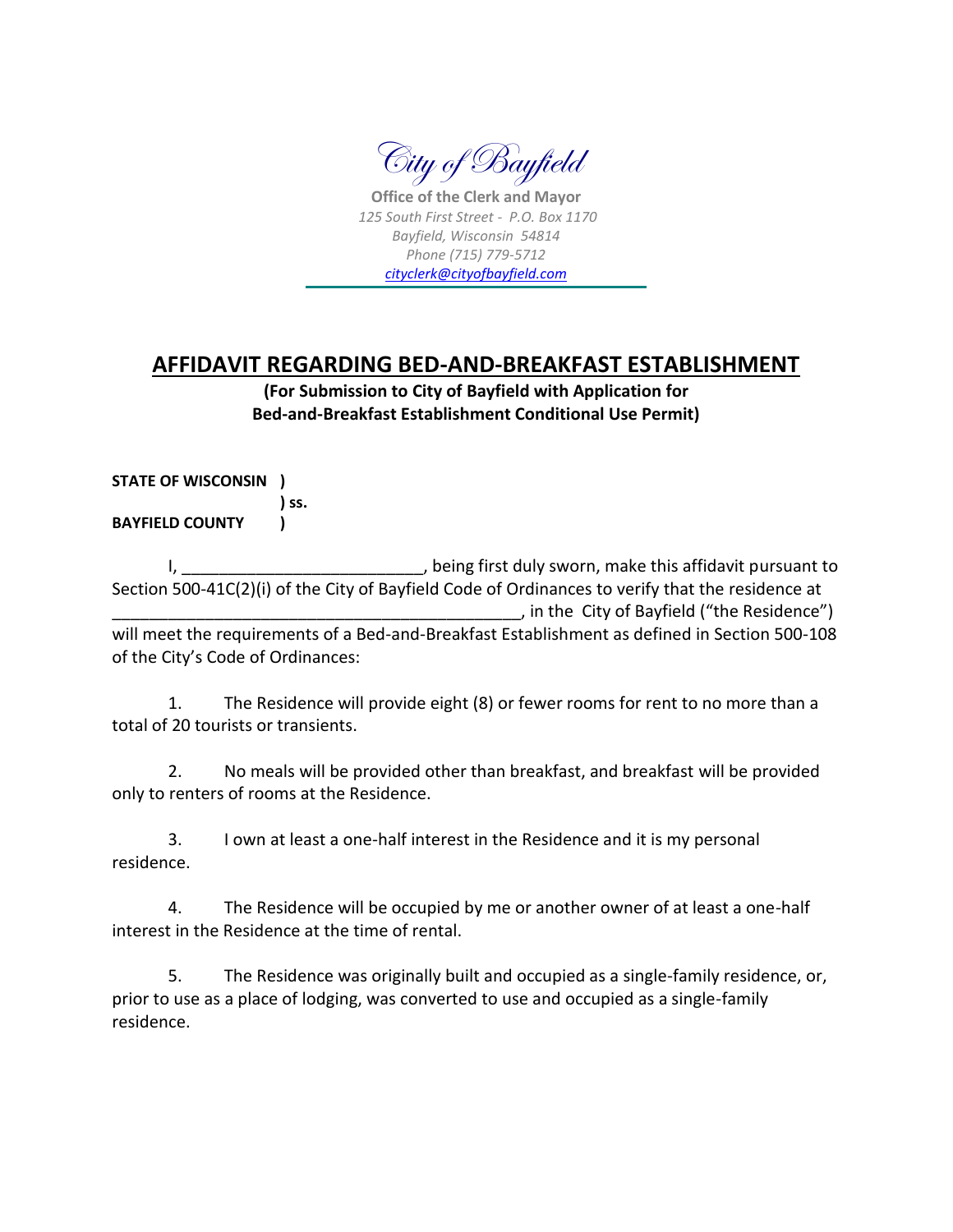*City of Bayfield*

**Office of the Clerk and Mayor**
*125 South First Street - P.O. Box 1170*
*Bayfield, Wisconsin 54814*
*Phone (715) 779-5712*
*cityclerk@cityofbayfield.com*

# AFFIDAVIT REGARDING BED-AND-BREAKFAST ESTABLISHMENT

**(For Submission to City of Bayfield with Application for Bed-and-Breakfast Establishment Conditional Use Permit)**

**STATE OF WISCONSIN )**
**) ss.**
**BAYFIELD COUNTY )**

I, __________________________, being first duly sworn, make this affidavit pursuant to Section 500-41C(2)(i) of the City of Bayfield Code of Ordinances to verify that the residence at ____________________________________________, in the City of Bayfield ("the Residence") will meet the requirements of a Bed-and-Breakfast Establishment as defined in Section 500-108 of the City's Code of Ordinances:

1. The Residence will provide eight (8) or fewer rooms for rent to no more than a total of 20 tourists or transients.

2. No meals will be provided other than breakfast, and breakfast will be provided only to renters of rooms at the Residence.

3. I own at least a one-half interest in the Residence and it is my personal residence.

4. The Residence will be occupied by me or another owner of at least a one-half interest in the Residence at the time of rental.

5. The Residence was originally built and occupied as a single-family residence, or, prior to use as a place of lodging, was converted to use and occupied as a single-family residence.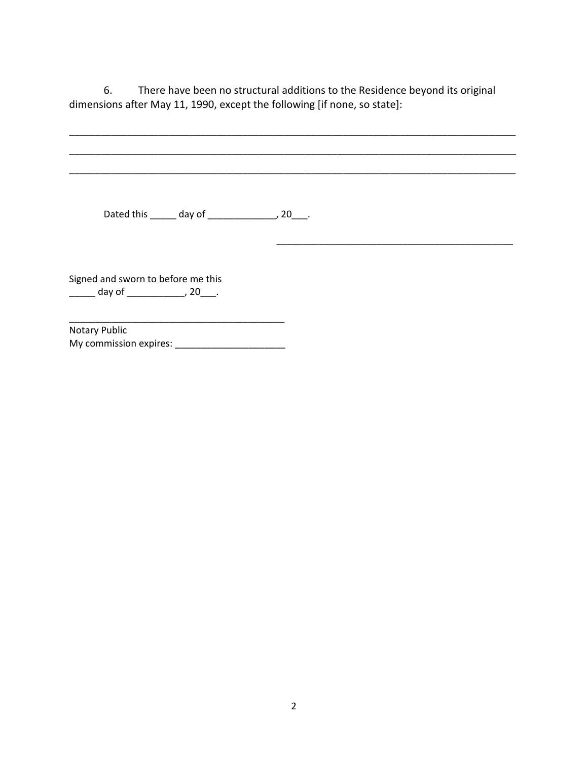6. There have been no structural additions to the Residence beyond its original dimensions after May 11, 1990, except the following [if none, so state]:

_____________________________________________________________________________________

_____________________________________________________________________________________

_____________________________________________________________________________________

Dated this _____ day of _____________, 20___.

_____________________________________________

Signed and sworn to before me this
_____ day of ___________, 20___.

_________________________________________
Notary Public
My commission expires: _____________________